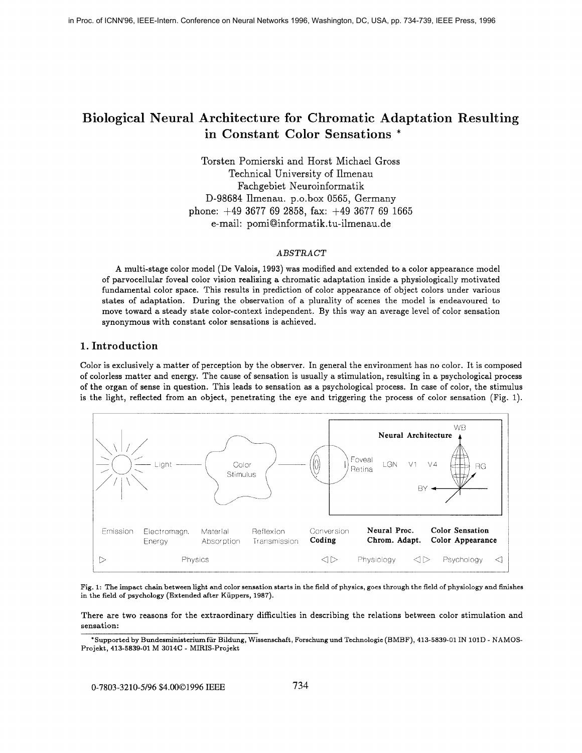in Proc. of ICNN'96, IEEE-Intern. Conference on Neural Networks 1996, Washington, DC, USA, pp. 734-739, IEEE Press, 1996

# Biological Neural Architecture for Chromatic Adaptation Resulting in Constant Color Sensations *

Torsten Pomierski and Horst Michael Gross
Technical University of Ilmenau
Fachgebiet Neuroinformatik
D-98684 Ilmenau. p.o.box 0565, Germany
phone: +49 3677 69 2858, fax: +49 3677 69 1665
e-mail: pomi@informatik.tu-ilmenau.de

*ABSTRACT*

A multi-stage color model (De Valois, 1993) was modified and extended to a color appearance model of parvocellular foveal color vision realizing a chromatic adaptation inside a physiologically motivated fundamental color space. This results in prediction of color appearance of object colors under various states of adaptation. During the observation of a plurality of scenes the model is endeavoured to move toward a steady state color-context independent. By this way an average level of color sensation synonymous with constant color sensations is achieved.

## 1. Introduction

Color is exclusively a matter of perception by the observer. In general the environment has no color. It is composed of colorless matter and energy. The cause of sensation is usually a stimulation, resulting in a psychological process of the organ of sense in question. This leads to sensation as a psychological process. In case of color, the stimulus is the light, reflected from an object, penetrating the eye and triggering the process of color sensation (Fig. 1).

Fig. 1: The impact chain between light and color sensation starts in the field of physics, goes through the field of physiology and finishes in the field of psychology (Extended after Küppers, 1987).

There are two reasons for the extraordinary difficulties in describing the relations between color stimulation and sensation:

*Supported by Bundesministerium für Bildung, Wissenschaft, Forschung und Technologie (BMBF), 413-5839-01 IN 101D - NAMOS-Projekt, 413-5839-01 M 3014C - MIRIS-Projekt

0-7803-3210-5/96 $4.00©1996 IEEE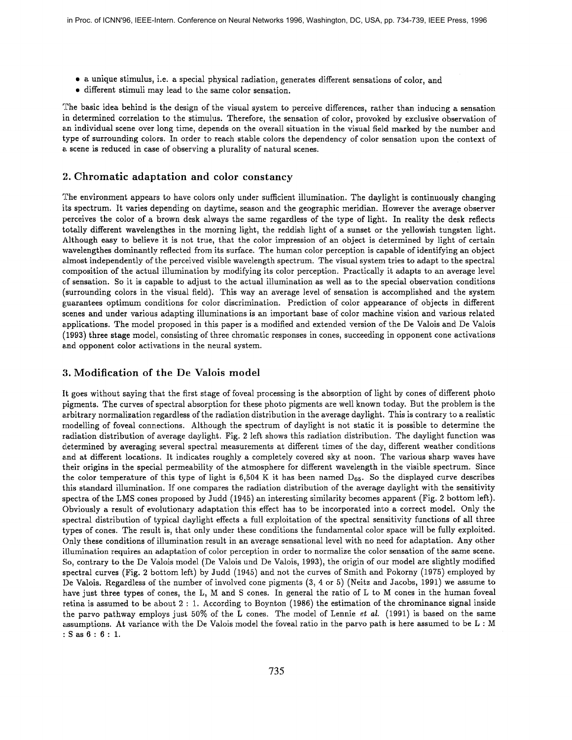- a unique stimulus, i.e. a special physical radiation, generates different sensations of color, and
- different stimuli may lead to the same color sensation.

The basic idea behind is the design of the visual system to perceive differences, rather than inducing a sensation in determined correlation to the stimulus. Therefore, the sensation of color, provoked by exclusive observation of an individual scene over long time, depends on the overall situation in the visual field marked by the number and type of surrounding colors. In order to reach stable colors the dependency of color sensation upon the context of a scene is reduced in case of observing a plurality of natural scenes.

## 2. Chromatic adaptation and color constancy

The environment appears to have colors only under sufficient illumination. The daylight is continuously changing its spectrum. It varies depending on daytime, season and the geographic meridian. However the average observer perceives the color of a brown desk always the same regardless of the type of light. In reality the desk reflects totally different wavelengthes in the morning light, the reddish light of a sunset or the yellowish tungsten light. Although easy to believe it is not true, that the color impression of an object is determined by light of certain wavelengthes dominantly reflected from its surface. The human color perception is capable of identifying an object almost independently of the perceived visible wavelength spectrum. The visual system tries to adapt to the spectral composition of the actual illumination by modifying its color perception. Practically it adapts to an average level of sensation. So it is capable to adjust to the actual illumination as well as to the special observation conditions (surrounding colors in the visual field). This way an average level of sensation is accomplished and the system guarantees optimum conditions for color discrimination. Prediction of color appearance of objects in different scenes and under various adapting illuminations is an important base of color machine vision and various related applications. The model proposed in this paper is a modified and extended version of the De Valois and De Valois (1993) three stage model, consisting of three chromatic responses in cones, succeeding in opponent cone activations and opponent color activations in the neural system.

## 3. Modification of the De Valois model

It goes without saying that the first stage of foveal processing is the absorption of light by cones of different photo pigments. The curves of spectral absorption for these photo pigments are well known today. But the problem is the arbitrary normalization regardless of the radiation distribution in the average daylight. This is contrary to a realistic modelling of foveal connections. Although the spectrum of daylight is not static it is possible to determine the radiation distribution of average daylight. Fig. 2 left shows this radiation distribution. The daylight function was determined by averaging several spectral measurements at different times of the day, different weather conditions and at different locations. It indicates roughly a completely covered sky at noon. The various sharp waves have their origins in the special permeability of the atmosphere for different wavelength in the visible spectrum. Since the color temperature of this type of light is 6,504 K it has been named $D_{65}$. So the displayed curve describes this standard illumination. If one compares the radiation distribution of the average daylight with the sensitivity spectra of the LMS cones proposed by Judd (1945) an interesting similarity becomes apparent (Fig. 2 bottom left). Obviously a result of evolutionary adaptation this effect has to be incorporated into a correct model. Only the spectral distribution of typical daylight effects a full exploitation of the spectral sensitivity functions of all three types of cones. The result is, that only under these conditions the fundamental color space will be fully exploited. Only these conditions of illumination result in an average sensational level with no need for adaptation. Any other illumination requires an adaptation of color perception in order to normalize the color sensation of the same scene. So, contrary to the De Valois model (De Valois und De Valois, 1993), the origin of our model are slightly modified spectral curves (Fig. 2 bottom left) by Judd (1945) and not the curves of Smith and Pokorny (1975) employed by De Valois. Regardless of the number of involved cone pigments (3, 4 or 5) (Neitz and Jacobs, 1991) we assume to have just three types of cones, the L, M and S cones. In general the ratio of L to M cones in the human foveal retina is assumed to be about 2 : 1. According to Boynton (1986) the estimation of the chrominance signal inside the parvo pathway employs just 50% of the L cones. The model of Lennie *et al.* (1991) is based on the same assumptions. At variance with the De Valois model the foveal ratio in the parvo path is here assumed to be L : M : S as 6 : 6 : 1.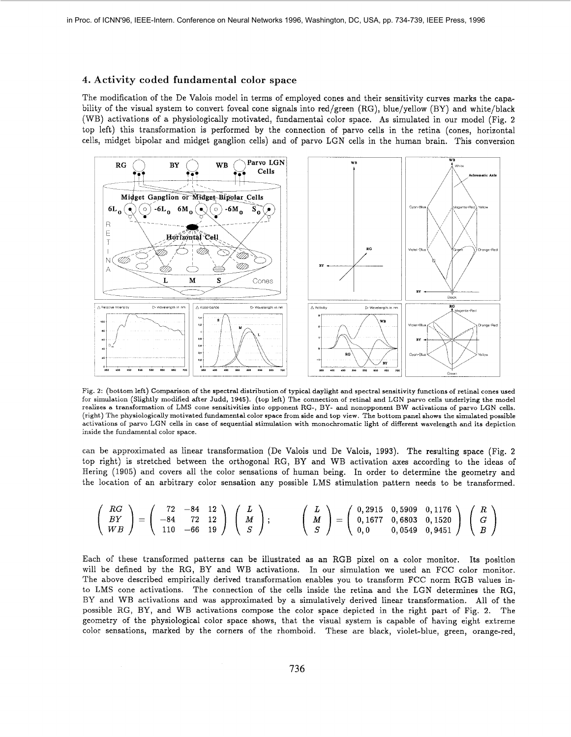### 4. Activity coded fundamental color space

The modification of the De Valois model in terms of employed cones and their sensitivity curves marks the capability of the visual system to convert foveal cone signals into red/green (RG), blue/yellow (BY) and white/black (WB) activations of a physiologically motivated, fundamental color space. As simulated in our model (Fig. 2 top left) this transformation is performed by the connection of parvo cells in the retina (cones, horizontal cells, midget bipolar and midget ganglion cells) and of parvo LGN cells in the human brain. This conversion can be approximated as linear transformation (De Valois und De Valois, 1993). The resulting space (Fig. 2 top right) is stretched between the orthogonal RG, BY and WB activation axes according to the ideas of Hering (1905) and covers all the color sensations of human being. In order to determine the geometry and the location of an arbitrary color sensation any possible LMS stimulation pattern needs to be transformed.

Fig. 2: (bottom left) Comparison of the spectral distribution of typical daylight and spectral sensitivity functions of retinal cones used for simulation (Slightly modified after Judd, 1945). (top left) The connection of retinal and LGN parvo cells underlying the model realizes a transformation of LMS cone sensitivities into opponent RG-, BY- and nonopponent BW activations of parvo LGN cells. (right) The physiologically motivated fundamental color space from side and top view. The bottom panel shows the simulated possible activations of parvo LGN cells in case of sequential stimulation with monochromatic light of different wavelength and its depiction inside the fundamental color space.

$$\begin{pmatrix} RG \\ BY \\ WB \end{pmatrix} = \begin{pmatrix} 72 & -84 & 12 \\ -84 & 72 & 12 \\ 110 & -66 & 19 \end{pmatrix} \begin{pmatrix} L \\ M \\ S \end{pmatrix}; \qquad \begin{pmatrix} L \\ M \\ S \end{pmatrix} = \begin{pmatrix} 0,2915 & 0,5909 & 0,1176 \\ 0,1677 & 0,6803 & 0,1520 \\ 0,0 & 0,0549 & 0,9451 \end{pmatrix} \begin{pmatrix} R \\ G \\ B \end{pmatrix}$$

Each of these transformed patterns can be illustrated as an RGB pixel on a color monitor. Its position will be defined by the RG, BY and WB activations. In our simulation we used an FCC color monitor. The above described empirically derived transformation enables you to transform FCC norm RGB values into LMS cone activations. The connection of the cells inside the retina and the LGN determines the RG, BY and WB activations and was approximated by a simulatively derived linear transformation. All of the possible RG, BY, and WB activations compose the color space depicted in the right part of Fig. 2. The geometry of the physiological color space shows, that the visual system is capable of having eight extreme color sensations, marked by the corners of the rhomboid. These are black, violet-blue, green, orange-red,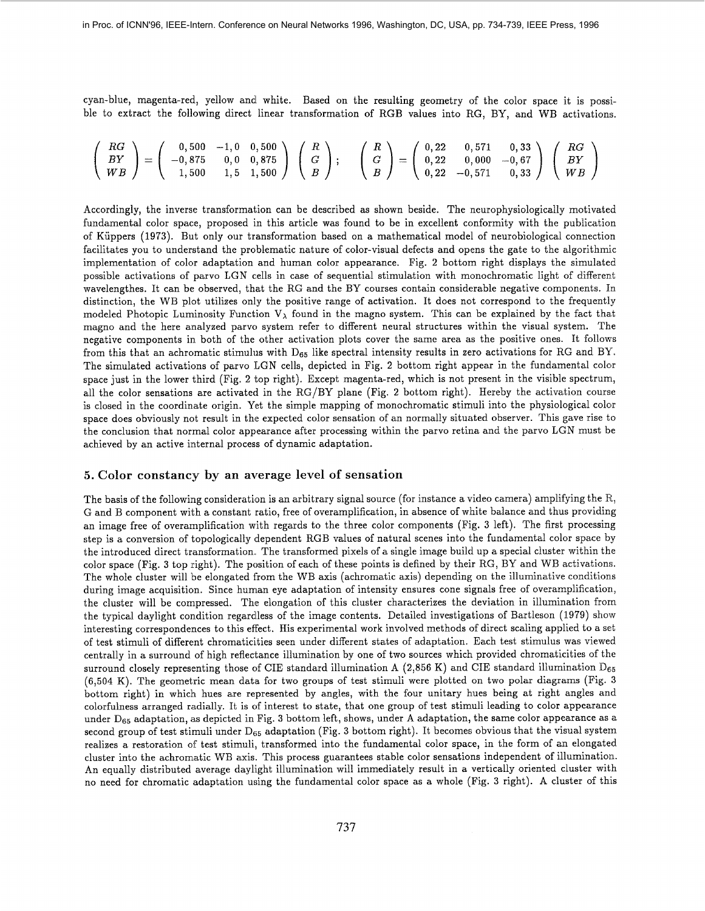cyan-blue, magenta-red, yellow and white. Based on the resulting geometry of the color space it is possible to extract the following direct linear transformation of RGB values into RG, BY, and WB activations.

$$\begin{pmatrix} RG \\ BY \\ WB \end{pmatrix} = \begin{pmatrix} 0,500 & -1,0 & 0,500 \\ -0,875 & 0,0 & 0,875 \\ 1,500 & 1,5 & 1,500 \end{pmatrix} \begin{pmatrix} R \\ G \\ B \end{pmatrix}; \quad \begin{pmatrix} R \\ G \\ B \end{pmatrix} = \begin{pmatrix} 0,22 & 0,571 & 0,33 \\ 0,22 & 0,000 & -0,67 \\ 0,22 & -0,571 & 0,33 \end{pmatrix} \begin{pmatrix} RG \\ BY \\ WB \end{pmatrix}$$

Accordingly, the inverse transformation can be described as shown beside. The neurophysiologically motivated fundamental color space, proposed in this article was found to be in excellent conformity with the publication of Küppers (1973). But only our transformation based on a mathematical model of neurobiological connection facilitates you to understand the problematic nature of color-visual defects and opens the gate to the algorithmic implementation of color adaptation and human color appearance. Fig. 2 bottom right displays the simulated possible activations of parvo LGN cells in case of sequential stimulation with monochromatic light of different wavelengthes. It can be observed, that the RG and the BY courses contain considerable negative components. In distinction, the WB plot utilizes only the positive range of activation. It does not correspond to the frequently modeled Photopic Luminosity Function $V_\lambda$ found in the magno system. This can be explained by the fact that magno and the here analyzed parvo system refer to different neural structures within the visual system. The negative components in both of the other activation plots cover the same area as the positive ones. It follows from this that an achromatic stimulus with $D_{65}$ like spectral intensity results in zero activations for RG and BY. The simulated activations of parvo LGN cells, depicted in Fig. 2 bottom right appear in the fundamental color space just in the lower third (Fig. 2 top right). Except magenta-red, which is not present in the visible spectrum, all the color sensations are activated in the RG/BY plane (Fig. 2 bottom right). Hereby the activation course is closed in the coordinate origin. Yet the simple mapping of monochromatic stimuli into the physiological color space does obviously not result in the expected color sensation of an normally situated observer. This gave rise to the conclusion that normal color appearance after processing within the parvo retina and the parvo LGN must be achieved by an active internal process of dynamic adaptation.

## 5. Color constancy by an average level of sensation

The basis of the following consideration is an arbitrary signal source (for instance a video camera) amplifying the R, G and B component with a constant ratio, free of overamplification, in absence of white balance and thus providing an image free of overamplification with regards to the three color components (Fig. 3 left). The first processing step is a conversion of topologically dependent RGB values of natural scenes into the fundamental color space by the introduced direct transformation. The transformed pixels of a single image build up a special cluster within the color space (Fig. 3 top right). The position of each of these points is defined by their RG, BY and WB activations. The whole cluster will be elongated from the WB axis (achromatic axis) depending on the illuminative conditions during image acquisition. Since human eye adaptation of intensity ensures cone signals free of overamplification, the cluster will be compressed. The elongation of this cluster characterizes the deviation in illumination from the typical daylight condition regardless of the image contents. Detailed investigations of Bartleson (1979) show interesting correspondences to this effect. His experimental work involved methods of direct scaling applied to a set of test stimuli of different chromaticities seen under different states of adaptation. Each test stimulus was viewed centrally in a surround of high reflectance illumination by one of two sources which provided chromaticities of the surround closely representing those of CIE standard illumination A (2,856 K) and CIE standard illumination $D_{65}$ (6,504 K). The geometric mean data for two groups of test stimuli were plotted on two polar diagrams (Fig. 3 bottom right) in which hues are represented by angles, with the four unitary hues being at right angles and colorfulness arranged radially. It is of interest to state, that one group of test stimuli leading to color appearance under $D_{65}$ adaptation, as depicted in Fig. 3 bottom left, shows, under A adaptation, the same color appearance as a second group of test stimuli under $D_{65}$ adaptation (Fig. 3 bottom right). It becomes obvious that the visual system realizes a restoration of test stimuli, transformed into the fundamental color space, in the form of an elongated cluster into the achromatic WB axis. This process guarantees stable color sensations independent of illumination. An equally distributed average daylight illumination will immediately result in a vertically oriented cluster with no need for chromatic adaptation using the fundamental color space as a whole (Fig. 3 right). A cluster of this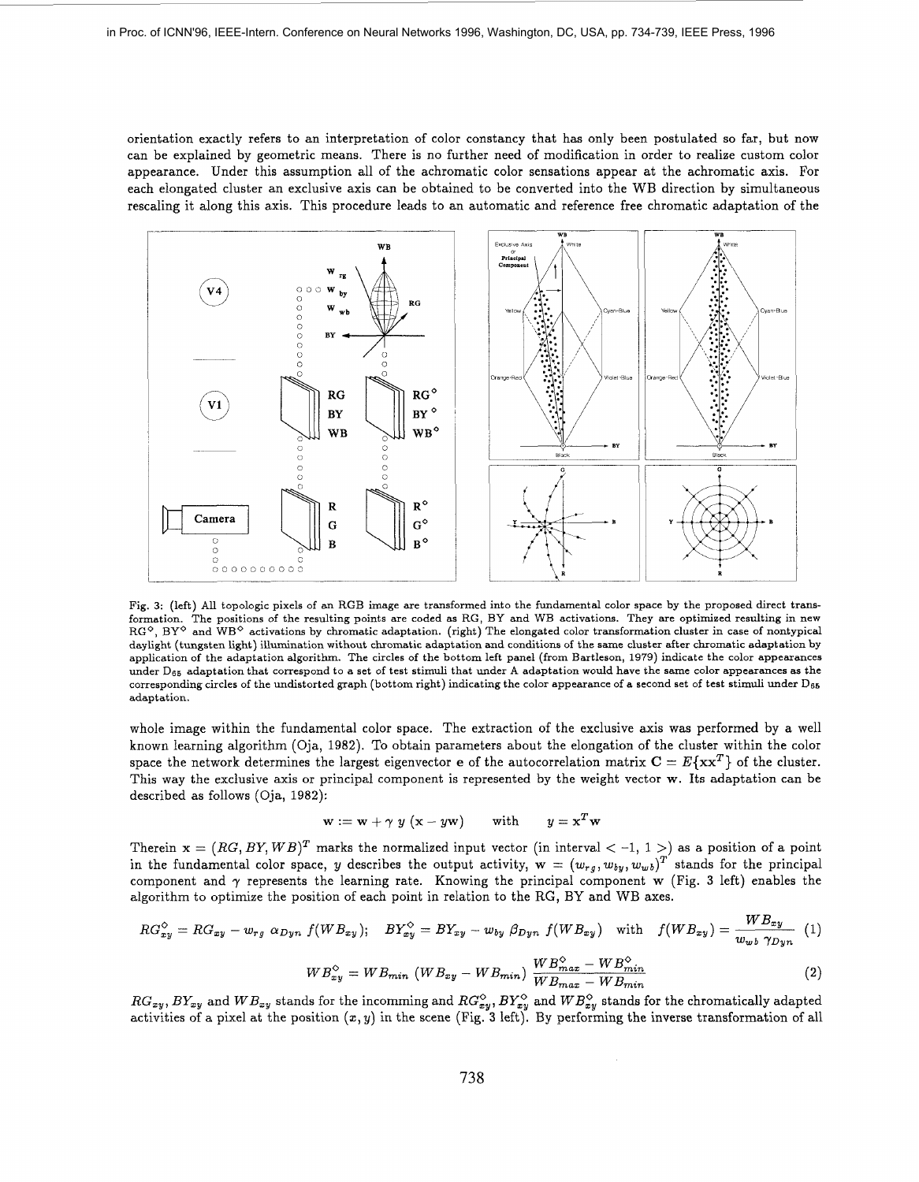orientation exactly refers to an interpretation of color constancy that has only been postulated so far, but now can be explained by geometric means. There is no further need of modification in order to realize custom color appearance. Under this assumption all of the achromatic color sensations appear at the achromatic axis. For each elongated cluster an exclusive axis can be obtained to be converted into the WB direction by simultaneous rescaling it along this axis. This procedure leads to an automatic and reference free chromatic adaptation of the

Fig. 3: (left) All topologic pixels of an RGB image are transformed into the fundamental color space by the proposed direct transformation. The positions of the resulting points are coded as RG, BY and WB activations. They are optimized resulting in new $RG^\diamond$, $BY^\diamond$ and $WB^\diamond$ activations by chromatic adaptation. (right) The elongated color transformation cluster in case of nontypical daylight (tungsten light) illumination without chromatic adaptation and conditions of the same cluster after chromatic adaptation by application of the adaptation algorithm. The circles of the bottom left panel (from Bartleson, 1979) indicate the color appearances under $D_{65}$ adaptation that correspond to a set of test stimuli that under A adaptation would have the same color appearances as the corresponding circles of the undistorted graph (bottom right) indicating the color appearance of a second set of test stimuli under $D_{65}$ adaptation.

whole image within the fundamental color space. The extraction of the exclusive axis was performed by a well known learning algorithm (Oja, 1982). To obtain parameters about the elongation of the cluster within the color space the network determines the largest eigenvector $\mathbf{e}$ of the autocorrelation matrix $\mathbf{C} = E\{\mathbf{x}\mathbf{x}^T\}$ of the cluster. This way the exclusive axis or principal component is represented by the weight vector $\mathbf{w}$. Its adaptation can be described as follows (Oja, 1982):

$$\mathbf{w} := \mathbf{w} + \gamma \; y \; (\mathbf{x} - y\mathbf{w}) \qquad \text{with} \qquad y = \mathbf{x}^T \mathbf{w}$$

Therein $\mathbf{x} = (RG, BY, WB)^T$ marks the normalized input vector (in interval $< -1, 1 >$) as a position of a point in the fundamental color space, $y$ describes the output activity, $\mathbf{w} = (w_{rg}, w_{by}, w_{wb})^T$ stands for the principal component and $\gamma$ represents the learning rate. Knowing the principal component $\mathbf{w}$ (Fig. 3 left) enables the algorithm to optimize the position of each point in relation to the RG, BY and WB axes.

$$RG^\diamond_{xy} = RG_{xy} - w_{rg} \; \alpha_{Dyn} \; f(WB_{xy}); \quad BY^\diamond_{xy} = BY_{xy} - w_{by} \; \beta_{Dyn} \; f(WB_{xy}) \quad \text{with} \quad f(WB_{xy}) = \frac{WB_{xy}}{w_{wb} \; \gamma_{Dyn}} \quad (1)$$

$$WB^\diamond_{xy} = WB_{min} \; (WB_{xy} - WB_{min}) \; \frac{WB^\diamond_{max} - WB^\diamond_{min}}{WB_{max} - WB_{min}} \quad (2)$$

$RG_{xy}$, $BY_{xy}$ and $WB_{xy}$ stands for the incomming and $RG^\diamond_{xy}$, $BY^\diamond_{xy}$ and $WB^\diamond_{xy}$ stands for the chromatically adapted activities of a pixel at the position $(x, y)$ in the scene (Fig. 3 left). By performing the inverse transformation of all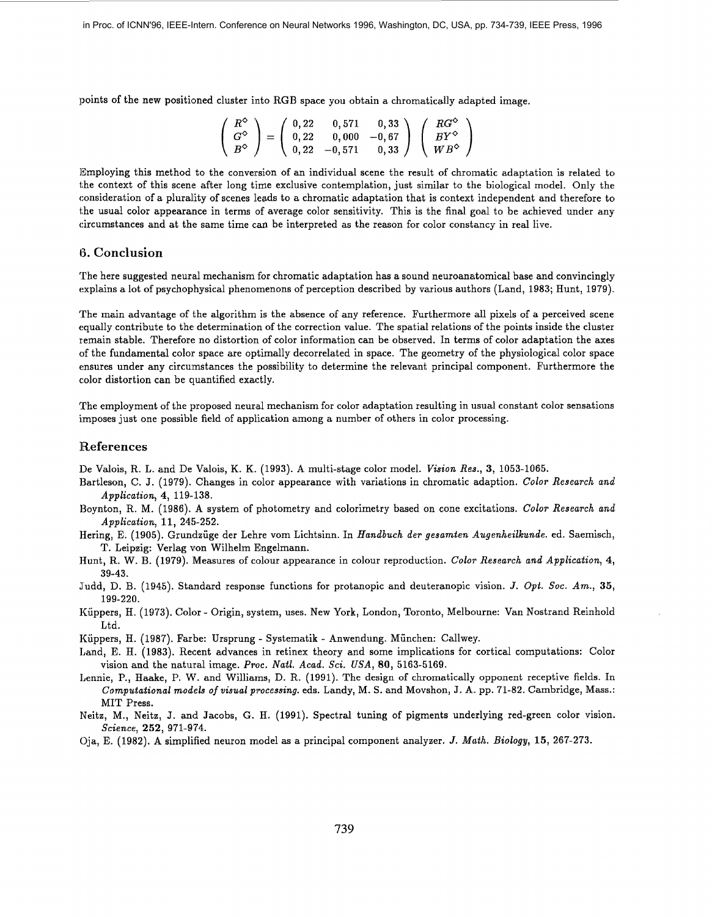points of the new positioned cluster into RGB space you obtain a chromatically adapted image.

$$\begin{pmatrix} R^{\diamond} \\ G^{\diamond} \\ B^{\diamond} \end{pmatrix} = \begin{pmatrix} 0,22 & 0,571 & 0,33 \\ 0,22 & 0,000 & -0,67 \\ 0,22 & -0,571 & 0,33 \end{pmatrix} \begin{pmatrix} RG^{\diamond} \\ BY^{\diamond} \\ WB^{\diamond} \end{pmatrix}$$

Employing this method to the conversion of an individual scene the result of chromatic adaptation is related to the context of this scene after long time exclusive contemplation, just similar to the biological model. Only the consideration of a plurality of scenes leads to a chromatic adaptation that is context independent and therefore to the usual color appearance in terms of average color sensitivity. This is the final goal to be achieved under any circumstances and at the same time can be interpreted as the reason for color constancy in real live.

## 6. Conclusion

The here suggested neural mechanism for chromatic adaptation has a sound neuroanatomical base and convincingly explains a lot of psychophysical phenomenons of perception described by various authors (Land, 1983; Hunt, 1979).

The main advantage of the algorithm is the absence of any reference. Furthermore all pixels of a perceived scene equally contribute to the determination of the correction value. The spatial relations of the points inside the cluster remain stable. Therefore no distortion of color information can be observed. In terms of color adaptation the axes of the fundamental color space are optimally decorrelated in space. The geometry of the physiological color space ensures under any circumstances the possibility to determine the relevant principal component. Furthermore the color distortion can be quantified exactly.

The employment of the proposed neural mechanism for color adaptation resulting in usual constant color sensations imposes just one possible field of application among a number of others in color processing.

## References

De Valois, R. L. and De Valois, K. K. (1993). A multi-stage color model. *Vision Res.*, **3**, 1053-1065.

Bartleson, C. J. (1979). Changes in color appearance with variations in chromatic adaption. *Color Research and Application*, **4**, 119-138.

Boynton, R. M. (1986). A system of photometry and colorimetry based on cone excitations. *Color Research and Application*, **11**, 245-252.

Hering, E. (1905). Grundzüge der Lehre vom Lichtsinn. In *Handbuch der gesamten Augenheilkunde.* ed. Saemisch, T. Leipzig: Verlag von Wilhelm Engelmann.

Hunt, R. W. B. (1979). Measures of colour appearance in colour reproduction. *Color Research and Application*, **4**, 39-43.

Judd, D. B. (1945). Standard response functions for protanopic and deuteranopic vision. *J. Opt. Soc. Am.*, **35**, 199-220.

Küppers, H. (1973). Color - Origin, system, uses. New York, London, Toronto, Melbourne: Van Nostrand Reinhold Ltd.

Küppers, H. (1987). Farbe: Ursprung - Systematik - Anwendung. München: Callwey.

Land, E. H. (1983). Recent advances in retinex theory and some implications for cortical computations: Color vision and the natural image. *Proc. Natl. Acad. Sci. USA*, **80**, 5163-5169.

Lennie, P., Haake, P. W. and Williams, D. R. (1991). The design of chromatically opponent receptive fields. In *Computational models of visual processing.* eds. Landy, M. S. and Movshon, J. A. pp. 71-82. Cambridge, Mass.: MIT Press.

Neitz, M., Neitz, J. and Jacobs, G. H. (1991). Spectral tuning of pigments underlying red-green color vision. *Science*, **252**, 971-974.

Oja, E. (1982). A simplified neuron model as a principal component analyzer. *J. Math. Biology*, **15**, 267-273.